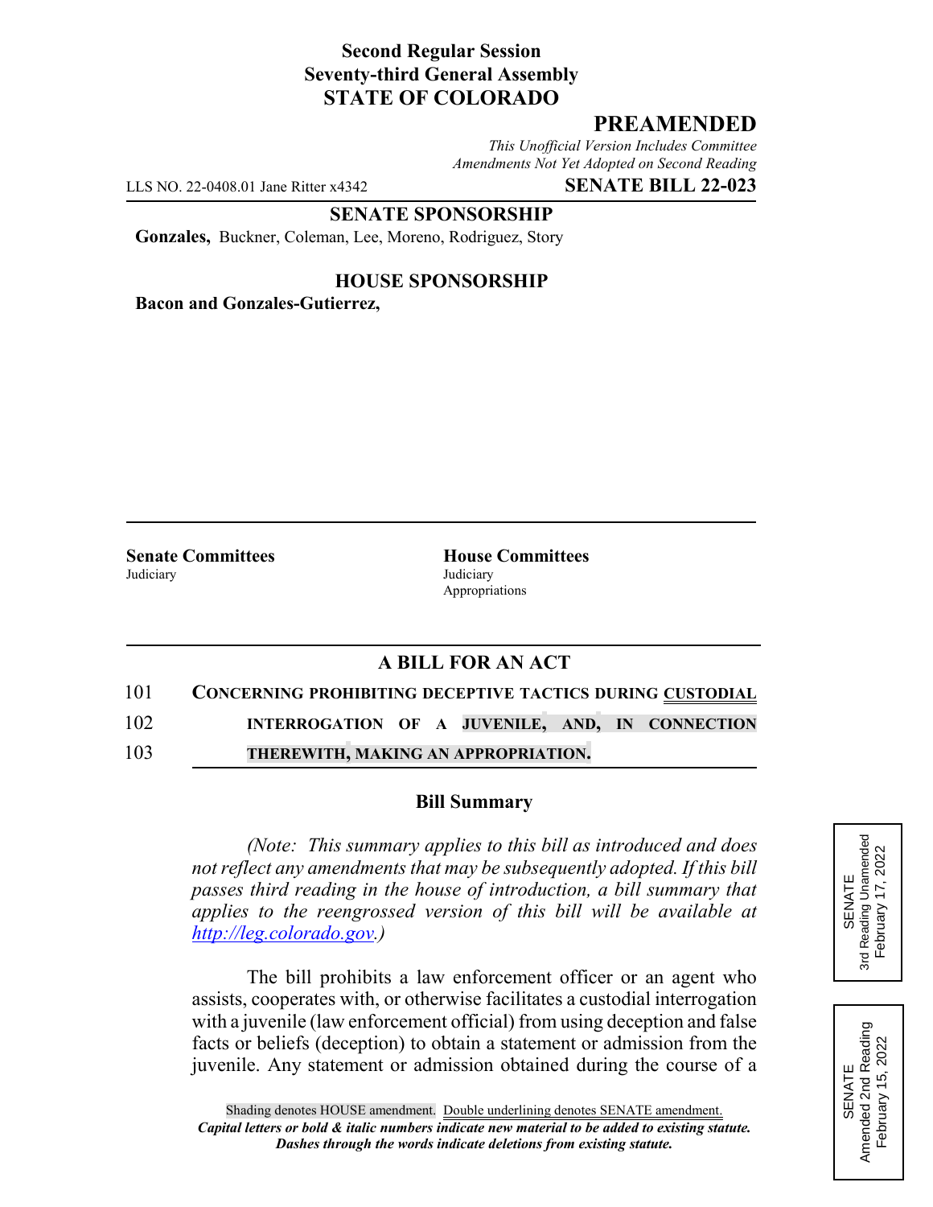**Second Regular Session**
**Seventy-third General Assembly**
**STATE OF COLORADO**

## PREAMENDED

*This Unofficial Version Includes Committee Amendments Not Yet Adopted on Second Reading*

LLS NO. 22-0408.01 Jane Ritter x4342 **SENATE BILL 22-023**

**SENATE SPONSORSHIP**

**Gonzales,** Buckner, Coleman, Lee, Moreno, Rodriguez, Story

**HOUSE SPONSORSHIP**

**Bacon and Gonzales-Gutierrez,**

**Senate Committees**
Judiciary

**House Committees**
Judiciary
Appropriations

**A BILL FOR AN ACT**

101 **CONCERNING PROHIBITING DECEPTIVE TACTICS DURING CUSTODIAL**
102 **INTERROGATION OF A JUVENILE, AND, IN CONNECTION**
103 **THEREWITH, MAKING AN APPROPRIATION.**

**Bill Summary**

*(Note: This summary applies to this bill as introduced and does not reflect any amendments that may be subsequently adopted. If this bill passes third reading in the house of introduction, a bill summary that applies to the reengrossed version of this bill will be available at http://leg.colorado.gov.)*

The bill prohibits a law enforcement officer or an agent who assists, cooperates with, or otherwise facilitates a custodial interrogation with a juvenile (law enforcement official) from using deception and false facts or beliefs (deception) to obtain a statement or admission from the juvenile. Any statement or admission obtained during the course of a

SENATE
3rd Reading Unamended
February 17, 2022

SENATE
Amended 2nd Reading
February 15, 2022

Shading denotes HOUSE amendment. Double underlining denotes SENATE amendment.
***Capital letters or bold & italic numbers indicate new material to be added to existing statute.***
***Dashes through the words indicate deletions from existing statute.***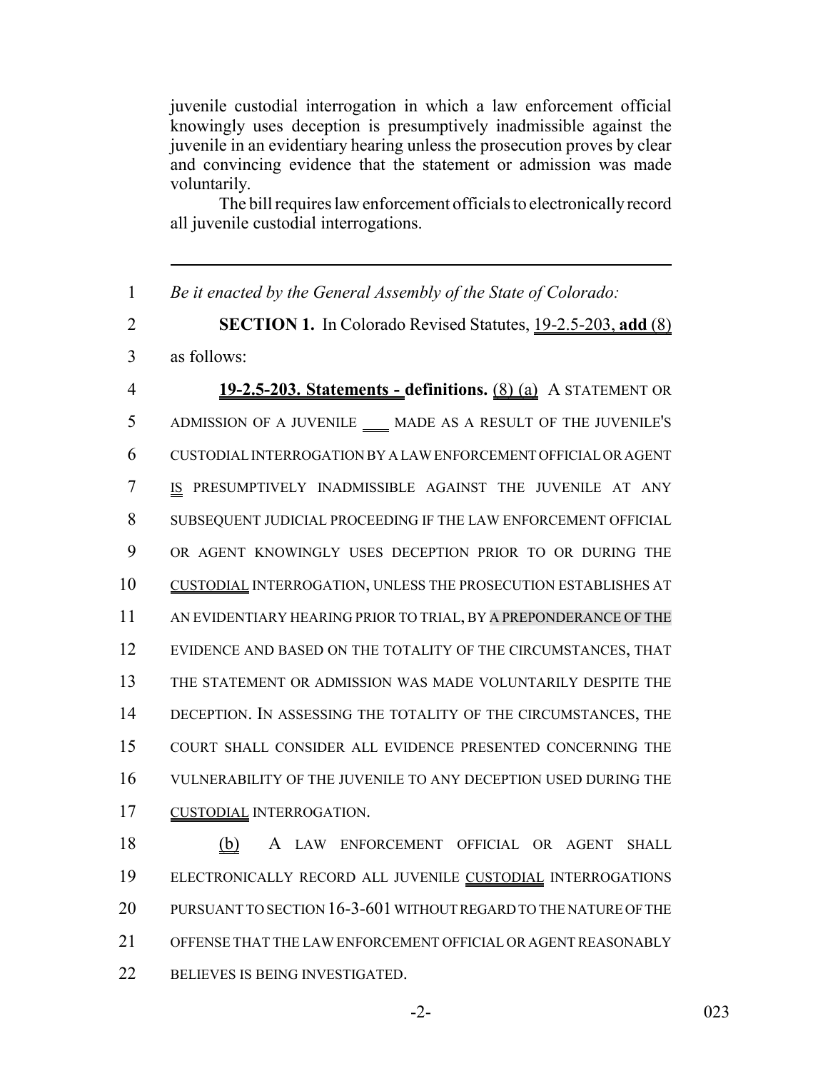juvenile custodial interrogation in which a law enforcement official knowingly uses deception is presumptively inadmissible against the juvenile in an evidentiary hearing unless the prosecution proves by clear and convincing evidence that the statement or admission was made voluntarily.

The bill requires law enforcement officials to electronically record all juvenile custodial interrogations.

---

1 *Be it enacted by the General Assembly of the State of Colorado:*

2 **SECTION 1.** In Colorado Revised Statutes, 19-2.5-203, **add** (8)

3 as follows:

4 **19-2.5-203. Statements - definitions.** (8) (a) A STATEMENT OR

5 ADMISSION OF A JUVENILE \_\_\_ MADE AS A RESULT OF THE JUVENILE'S

6 CUSTODIAL INTERROGATION BY A LAW ENFORCEMENT OFFICIAL OR AGENT

7 IS PRESUMPTIVELY INADMISSIBLE AGAINST THE JUVENILE AT ANY

8 SUBSEQUENT JUDICIAL PROCEEDING IF THE LAW ENFORCEMENT OFFICIAL

9 OR AGENT KNOWINGLY USES DECEPTION PRIOR TO OR DURING THE

10 CUSTODIAL INTERROGATION, UNLESS THE PROSECUTION ESTABLISHES AT

11 AN EVIDENTIARY HEARING PRIOR TO TRIAL, BY A PREPONDERANCE OF THE

12 EVIDENCE AND BASED ON THE TOTALITY OF THE CIRCUMSTANCES, THAT

13 THE STATEMENT OR ADMISSION WAS MADE VOLUNTARILY DESPITE THE

14 DECEPTION. IN ASSESSING THE TOTALITY OF THE CIRCUMSTANCES, THE

15 COURT SHALL CONSIDER ALL EVIDENCE PRESENTED CONCERNING THE

16 VULNERABILITY OF THE JUVENILE TO ANY DECEPTION USED DURING THE

17 CUSTODIAL INTERROGATION.

18 (b) A LAW ENFORCEMENT OFFICIAL OR AGENT SHALL

19 ELECTRONICALLY RECORD ALL JUVENILE CUSTODIAL INTERROGATIONS

20 PURSUANT TO SECTION 16-3-601 WITHOUT REGARD TO THE NATURE OF THE

21 OFFENSE THAT THE LAW ENFORCEMENT OFFICIAL OR AGENT REASONABLY

22 BELIEVES IS BEING INVESTIGATED.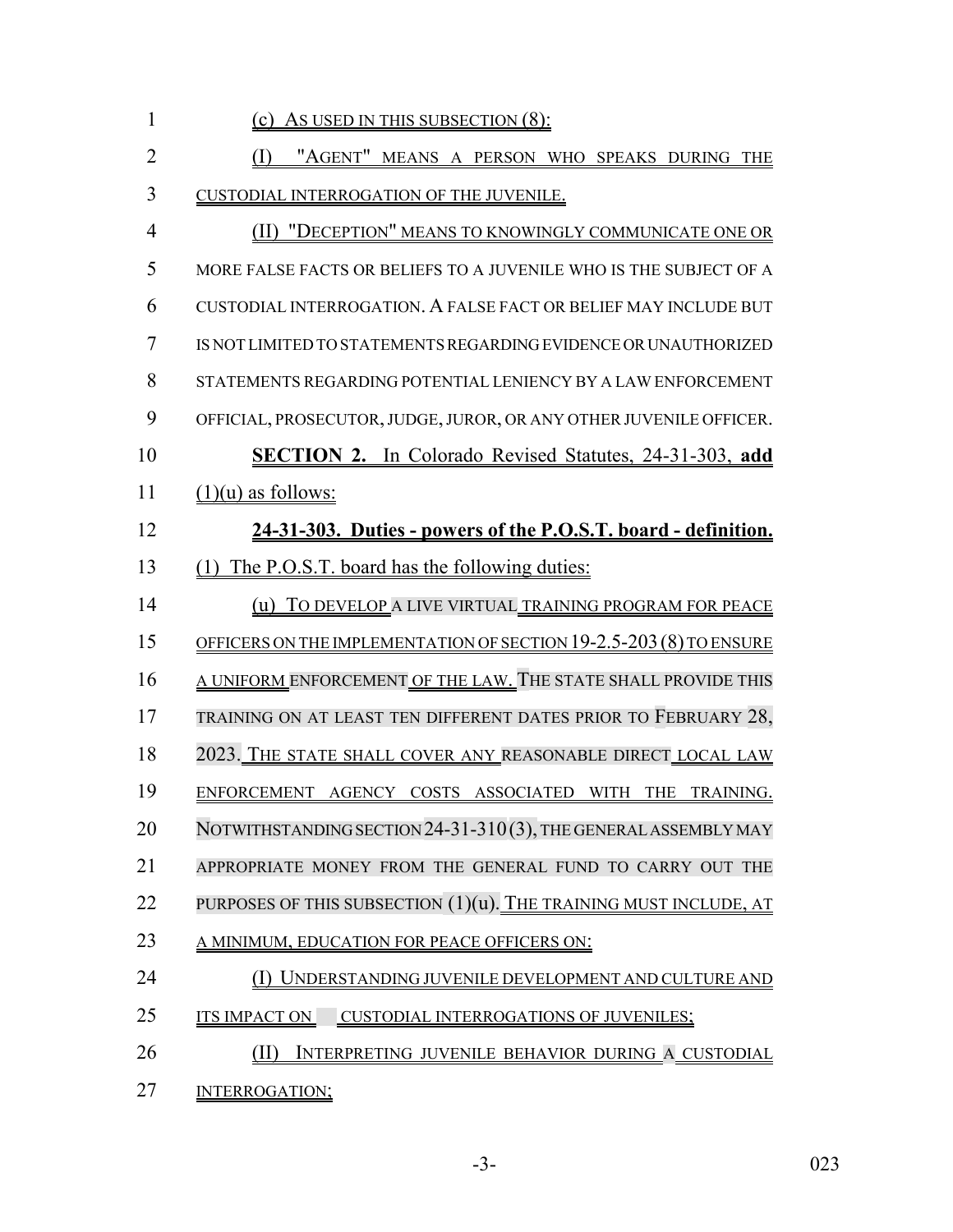(c) AS USED IN THIS SUBSECTION (8):

(I) "AGENT" MEANS A PERSON WHO SPEAKS DURING THE CUSTODIAL INTERROGATION OF THE JUVENILE.

(II) "DECEPTION" MEANS TO KNOWINGLY COMMUNICATE ONE OR MORE FALSE FACTS OR BELIEFS TO A JUVENILE WHO IS THE SUBJECT OF A CUSTODIAL INTERROGATION. A FALSE FACT OR BELIEF MAY INCLUDE BUT IS NOT LIMITED TO STATEMENTS REGARDING EVIDENCE OR UNAUTHORIZED STATEMENTS REGARDING POTENTIAL LENIENCY BY A LAW ENFORCEMENT OFFICIAL, PROSECUTOR, JUDGE, JUROR, OR ANY OTHER JUVENILE OFFICER.

**SECTION 2.** In Colorado Revised Statutes, 24-31-303, **add** (1)(u) as follows:

**24-31-303. Duties - powers of the P.O.S.T. board - definition.** (1) The P.O.S.T. board has the following duties:

(u) TO DEVELOP A LIVE VIRTUAL TRAINING PROGRAM FOR PEACE OFFICERS ON THE IMPLEMENTATION OF SECTION 19-2.5-203 (8) TO ENSURE A UNIFORM ENFORCEMENT OF THE LAW. THE STATE SHALL PROVIDE THIS TRAINING ON AT LEAST TEN DIFFERENT DATES PRIOR TO FEBRUARY 28, 2023. THE STATE SHALL COVER ANY REASONABLE DIRECT LOCAL LAW ENFORCEMENT AGENCY COSTS ASSOCIATED WITH THE TRAINING. NOTWITHSTANDING SECTION 24-31-310 (3), THE GENERAL ASSEMBLY MAY APPROPRIATE MONEY FROM THE GENERAL FUND TO CARRY OUT THE PURPOSES OF THIS SUBSECTION (1)(u). THE TRAINING MUST INCLUDE, AT A MINIMUM, EDUCATION FOR PEACE OFFICERS ON:

(I) UNDERSTANDING JUVENILE DEVELOPMENT AND CULTURE AND ITS IMPACT ON CUSTODIAL INTERROGATIONS OF JUVENILES;

(II) INTERPRETING JUVENILE BEHAVIOR DURING A CUSTODIAL INTERROGATION;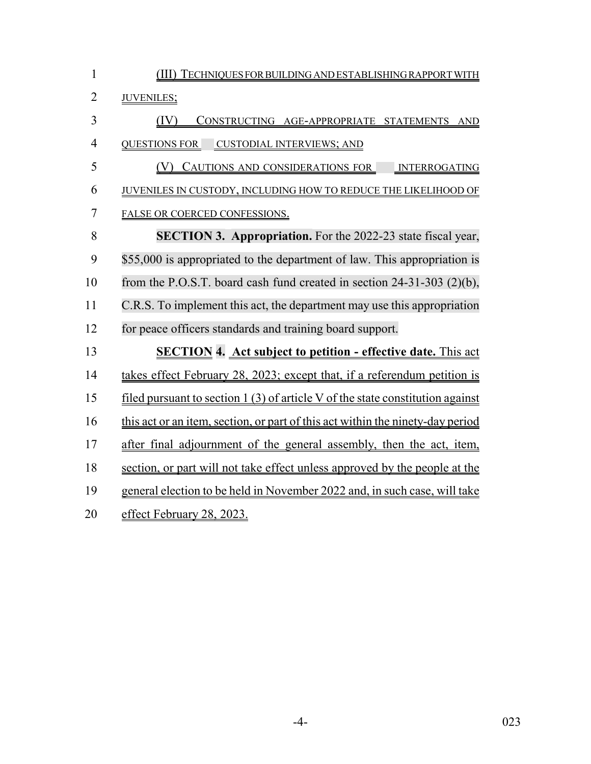(III) TECHNIQUES FOR BUILDING AND ESTABLISHING RAPPORT WITH JUVENILES;

(IV) CONSTRUCTING AGE-APPROPRIATE STATEMENTS AND QUESTIONS FOR CUSTODIAL INTERVIEWS; AND

(V) CAUTIONS AND CONSIDERATIONS FOR INTERROGATING JUVENILES IN CUSTODY, INCLUDING HOW TO REDUCE THE LIKELIHOOD OF FALSE OR COERCED CONFESSIONS.

**SECTION 3. Appropriation.** For the 2022-23 state fiscal year, $55,000 is appropriated to the department of law. This appropriation is from the P.O.S.T. board cash fund created in section 24-31-303 (2)(b), C.R.S. To implement this act, the department may use this appropriation for peace officers standards and training board support.

**SECTION 4. Act subject to petition - effective date.** This act takes effect February 28, 2023; except that, if a referendum petition is filed pursuant to section 1 (3) of article V of the state constitution against this act or an item, section, or part of this act within the ninety-day period after final adjournment of the general assembly, then the act, item, section, or part will not take effect unless approved by the people at the general election to be held in November 2022 and, in such case, will take effect February 28, 2023.